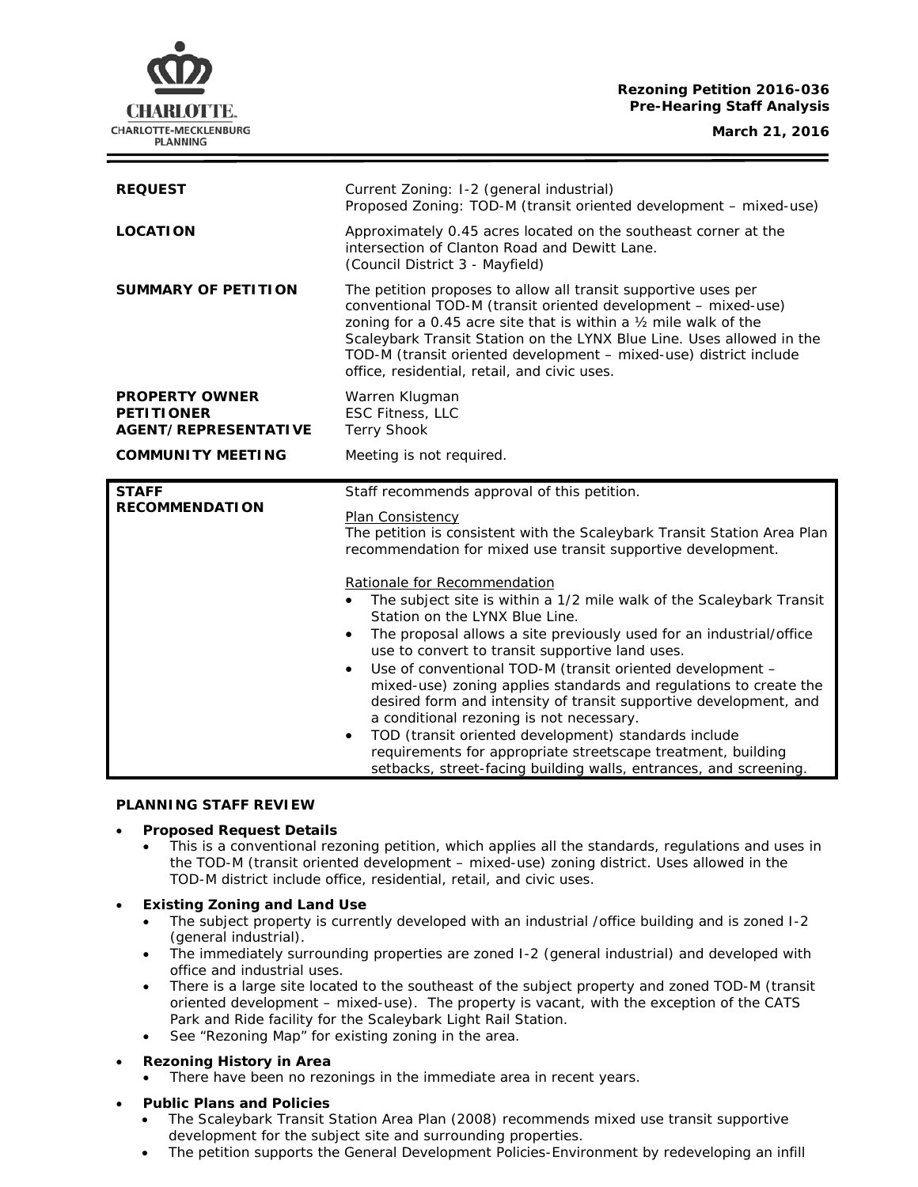**Rezoning Petition 2016-036**
**Pre-Hearing Staff Analysis**

**March 21, 2016**

| | |
|---|---|
| **REQUEST** | Current Zoning: I-2 (general industrial)<br>Proposed Zoning: TOD-M (transit oriented development – mixed-use) |
| **LOCATION** | Approximately 0.45 acres located on the southeast corner at the intersection of Clanton Road and Dewitt Lane.<br>(Council District 3 - Mayfield) |
| **SUMMARY OF PETITION** | The petition proposes to allow all transit supportive uses per conventional TOD-M (transit oriented development – mixed-use) zoning for a 0.45 acre site that is within a ½ mile walk of the Scaleybark Transit Station on the LYNX Blue Line. Uses allowed in the TOD-M (transit oriented development – mixed-use) district include office, residential, retail, and civic uses. |
| **PROPERTY OWNER**<br>**PETITIONER**<br>**AGENT/REPRESENTATIVE** | Warren Klugman<br>ESC Fitness, LLC<br>Terry Shook |
| **COMMUNITY MEETING** | Meeting is not required. |

| | |
|---|---|
| **STAFF RECOMMENDATION** | Staff recommends approval of this petition.<br><br>Plan Consistency<br>The petition is consistent with the Scaleybark Transit Station Area Plan recommendation for mixed use transit supportive development.<br><br>Rationale for Recommendation<br>• The subject site is within a 1/2 mile walk of the Scaleybark Transit Station on the LYNX Blue Line.<br>• The proposal allows a site previously used for an industrial/office use to convert to transit supportive land uses.<br>• Use of conventional TOD-M (transit oriented development – mixed-use) zoning applies standards and regulations to create the desired form and intensity of transit supportive development, and a conditional rezoning is not necessary.<br>• TOD (transit oriented development) standards include requirements for appropriate streetscape treatment, building setbacks, street-facing building walls, entrances, and screening. |

**PLANNING STAFF REVIEW**

- **Proposed Request Details**
  - This is a conventional rezoning petition, which applies all the standards, regulations and uses in the TOD-M (transit oriented development – mixed-use) zoning district. Uses allowed in the TOD-M district include office, residential, retail, and civic uses.
- **Existing Zoning and Land Use**
  - The subject property is currently developed with an industrial /office building and is zoned I-2 (general industrial).
  - The immediately surrounding properties are zoned I-2 (general industrial) and developed with office and industrial uses.
  - There is a large site located to the southeast of the subject property and zoned TOD-M (transit oriented development – mixed-use). The property is vacant, with the exception of the CATS Park and Ride facility for the Scaleybark Light Rail Station.
  - See "Rezoning Map" for existing zoning in the area.
- **Rezoning History in Area**
  - There have been no rezonings in the immediate area in recent years.
- **Public Plans and Policies**
  - The Scaleybark Transit Station Area Plan (2008) recommends mixed use transit supportive development for the subject site and surrounding properties.
  - The petition supports the General Development Policies-Environment by redeveloping an infill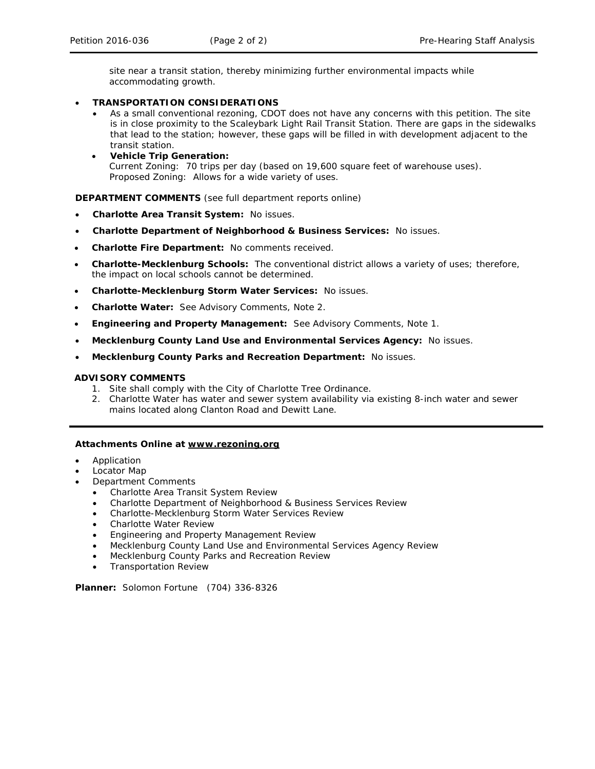site near a transit station, thereby minimizing further environmental impacts while accommodating growth.

- **TRANSPORTATION CONSIDERATIONS**
  - As a small conventional rezoning, CDOT does not have any concerns with this petition. The site is in close proximity to the Scaleybark Light Rail Transit Station. There are gaps in the sidewalks that lead to the station; however, these gaps will be filled in with development adjacent to the transit station.
  - **Vehicle Trip Generation:**
    Current Zoning: 70 trips per day (based on 19,600 square feet of warehouse uses).
    Proposed Zoning: Allows for a wide variety of uses.

**DEPARTMENT COMMENTS** (see full department reports online)

- **Charlotte Area Transit System:** No issues.
- **Charlotte Department of Neighborhood & Business Services:** No issues.
- **Charlotte Fire Department:** No comments received.
- **Charlotte-Mecklenburg Schools:** The conventional district allows a variety of uses; therefore, the impact on local schools cannot be determined.
- **Charlotte-Mecklenburg Storm Water Services:** No issues.
- **Charlotte Water:** See Advisory Comments, Note 2.
- **Engineering and Property Management:** See Advisory Comments, Note 1.
- **Mecklenburg County Land Use and Environmental Services Agency:** No issues.
- **Mecklenburg County Parks and Recreation Department:** No issues.

**ADVISORY COMMENTS**

1. Site shall comply with the City of Charlotte Tree Ordinance.
2. Charlotte Water has water and sewer system availability via existing 8-inch water and sewer mains located along Clanton Road and Dewitt Lane.

---

**Attachments Online at www.rezoning.org**

- Application
- Locator Map
- Department Comments
  - Charlotte Area Transit System Review
  - Charlotte Department of Neighborhood & Business Services Review
  - Charlotte-Mecklenburg Storm Water Services Review
  - Charlotte Water Review
  - Engineering and Property Management Review
  - Mecklenburg County Land Use and Environmental Services Agency Review
  - Mecklenburg County Parks and Recreation Review
  - Transportation Review

**Planner:** Solomon Fortune (704) 336-8326